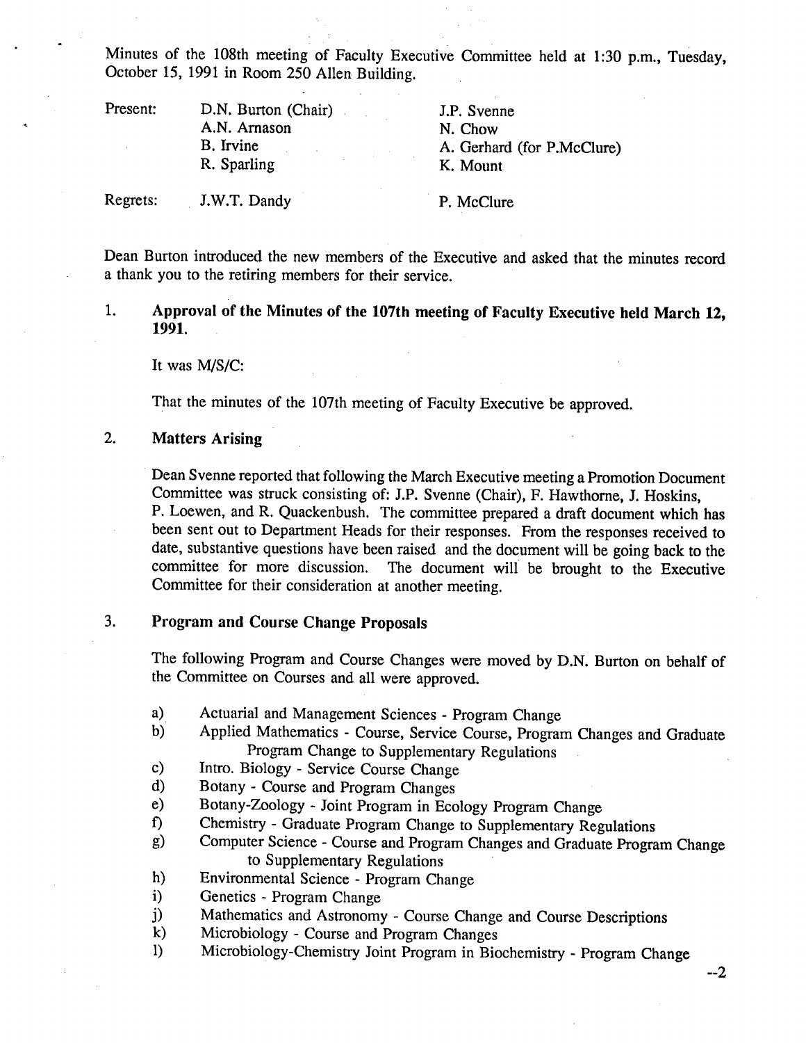Minutes of the 108th meeting of Faculty Executive Committee held at 1:30 p.m., Tuesday, October 15, 1991 in Room 250 Allen Building.

| | | |
|---|---|---|
| Present: | D.N. Burton (Chair) | J.P. Svenne |
| | A.N. Arnason | N. Chow |
| | B. Irvine | A. Gerhard (for P.McClure) |
| | R. Sparling | K. Mount |
| Regrets: | J.W.T. Dandy | P. McClure |

Dean Burton introduced the new members of the Executive and asked that the minutes record a thank you to the retiring members for their service.

1. **Approval of the Minutes of the 107th meeting of Faculty Executive held March 12, 1991.**

   It was M/S/C:

   That the minutes of the 107th meeting of Faculty Executive be approved.

2. **Matters Arising**

   Dean Svenne reported that following the March Executive meeting a Promotion Document Committee was struck consisting of: J.P. Svenne (Chair), F. Hawthorne, J. Hoskins, P. Loewen, and R. Quackenbush. The committee prepared a draft document which has been sent out to Department Heads for their responses. From the responses received to date, substantive questions have been raised and the document will be going back to the committee for more discussion. The document will be brought to the Executive Committee for their consideration at another meeting.

3. **Program and Course Change Proposals**

   The following Program and Course Changes were moved by D.N. Burton on behalf of the Committee on Courses and all were approved.

   a) Actuarial and Management Sciences - Program Change
   b) Applied Mathematics - Course, Service Course, Program Changes and Graduate Program Change to Supplementary Regulations
   c) Intro. Biology - Service Course Change
   d) Botany - Course and Program Changes
   e) Botany-Zoology - Joint Program in Ecology Program Change
   f) Chemistry - Graduate Program Change to Supplementary Regulations
   g) Computer Science - Course and Program Changes and Graduate Program Change to Supplementary Regulations
   h) Environmental Science - Program Change
   i) Genetics - Program Change
   j) Mathematics and Astronomy - Course Change and Course Descriptions
   k) Microbiology - Course and Program Changes
   l) Microbiology-Chemistry Joint Program in Biochemistry - Program Change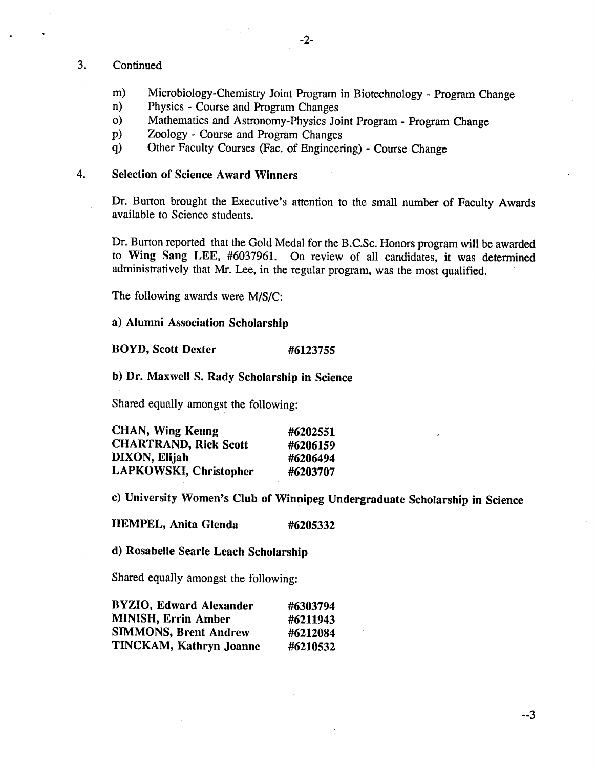3. Continued

   m) Microbiology-Chemistry Joint Program in Biotechnology - Program Change
   n) Physics - Course and Program Changes
   o) Mathematics and Astronomy-Physics Joint Program - Program Change
   p) Zoology - Course and Program Changes
   q) Other Faculty Courses (Fac. of Engineering) - Course Change

4. **Selection of Science Award Winners**

   Dr. Burton brought the Executive's attention to the small number of Faculty Awards available to Science students.

   Dr. Burton reported that the Gold Medal for the B.C.Sc. Honors program will be awarded to **Wing Sang LEE**, #6037961. On review of all candidates, it was determined administratively that Mr. Lee, in the regular program, was the most qualified.

   The following awards were M/S/C:

   **a) Alumni Association Scholarship**

   | | |
   |---|---|
   | **BOYD, Scott Dexter** | **#6123755** |

   **b) Dr. Maxwell S. Rady Scholarship in Science**

   Shared equally amongst the following:

   | | |
   |---|---|
   | **CHAN, Wing Keung** | **#6202551** |
   | **CHARTRAND, Rick Scott** | **#6206159** |
   | **DIXON, Elijah** | **#6206494** |
   | **LAPKOWSKI, Christopher** | **#6203707** |

   **c) University Women's Club of Winnipeg Undergraduate Scholarship in Science**

   | | |
   |---|---|
   | **HEMPEL, Anita Glenda** | **#6205332** |

   **d) Rosabelle Searle Leach Scholarship**

   Shared equally amongst the following:

   | | |
   |---|---|
   | **BYZIO, Edward Alexander** | **#6303794** |
   | **MINISH, Errin Amber** | **#6211943** |
   | **SIMMONS, Brent Andrew** | **#6212084** |
   | **TINCKAM, Kathryn Joanne** | **#6210532** |

--3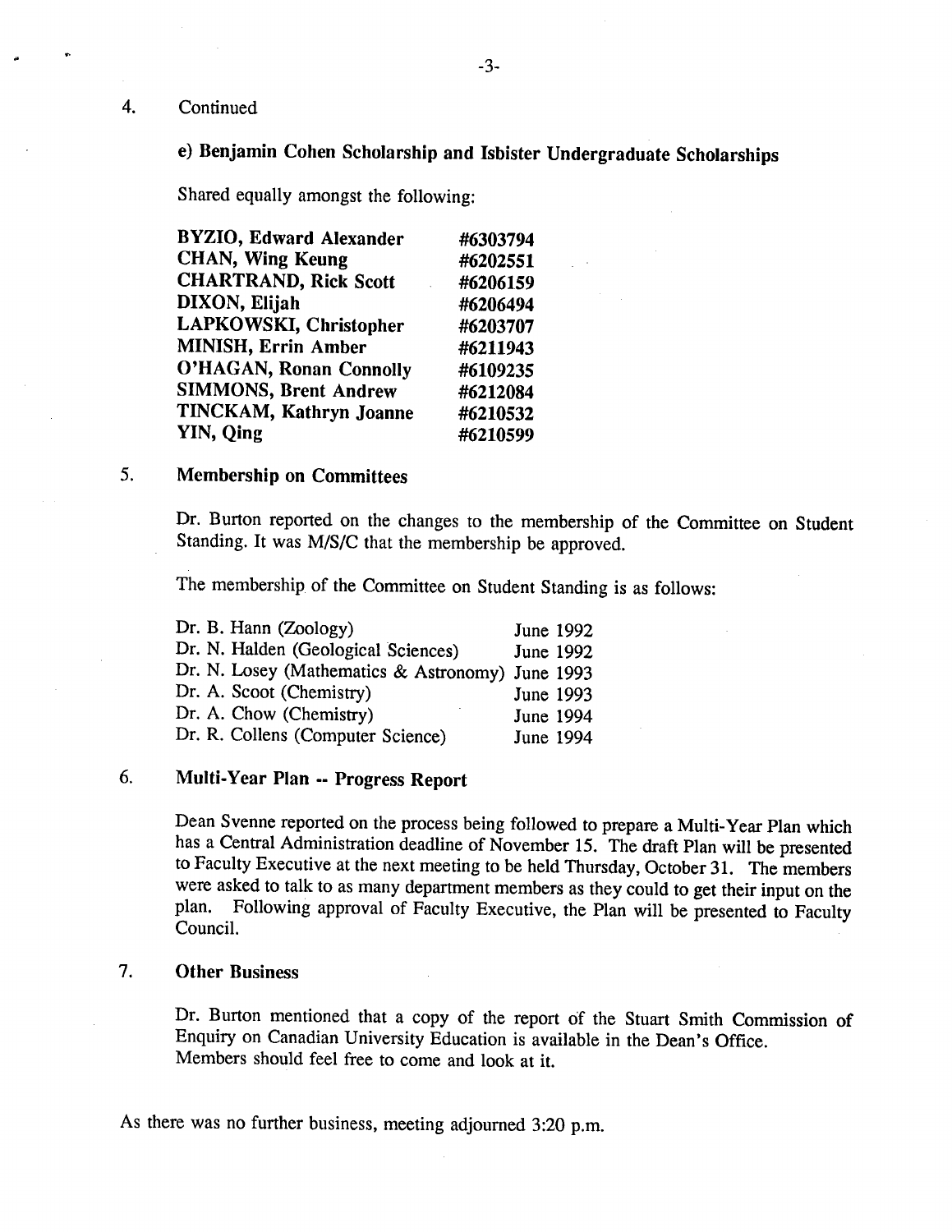4. Continued

**e) Benjamin Cohen Scholarship and Isbister Undergraduate Scholarships**

Shared equally amongst the following:

| | |
|---|---|
| **BYZIO, Edward Alexander** | **#6303794** |
| **CHAN, Wing Keung** | **#6202551** |
| **CHARTRAND, Rick Scott** | **#6206159** |
| **DIXON, Elijah** | **#6206494** |
| **LAPKOWSKI, Christopher** | **#6203707** |
| **MINISH, Errin Amber** | **#6211943** |
| **O'HAGAN, Ronan Connolly** | **#6109235** |
| **SIMMONS, Brent Andrew** | **#6212084** |
| **TINCKAM, Kathryn Joanne** | **#6210532** |
| **YIN, Qing** | **#6210599** |

5. **Membership on Committees**

Dr. Burton reported on the changes to the membership of the Committee on Student Standing. It was M/S/C that the membership be approved.

The membership of the Committee on Student Standing is as follows:

| | |
|---|---|
| Dr. B. Hann (Zoology) | June 1992 |
| Dr. N. Halden (Geological Sciences) | June 1992 |
| Dr. N. Losey (Mathematics & Astronomy) | June 1993 |
| Dr. A. Scoot (Chemistry) | June 1993 |
| Dr. A. Chow (Chemistry) | June 1994 |
| Dr. R. Collens (Computer Science) | June 1994 |

6. **Multi-Year Plan -- Progress Report**

Dean Svenne reported on the process being followed to prepare a Multi-Year Plan which has a Central Administration deadline of November 15. The draft Plan will be presented to Faculty Executive at the next meeting to be held Thursday, October 31. The members were asked to talk to as many department members as they could to get their input on the plan. Following approval of Faculty Executive, the Plan will be presented to Faculty Council.

7. **Other Business**

Dr. Burton mentioned that a copy of the report of the Stuart Smith Commission of Enquiry on Canadian University Education is available in the Dean's Office. Members should feel free to come and look at it.

As there was no further business, meeting adjourned 3:20 p.m.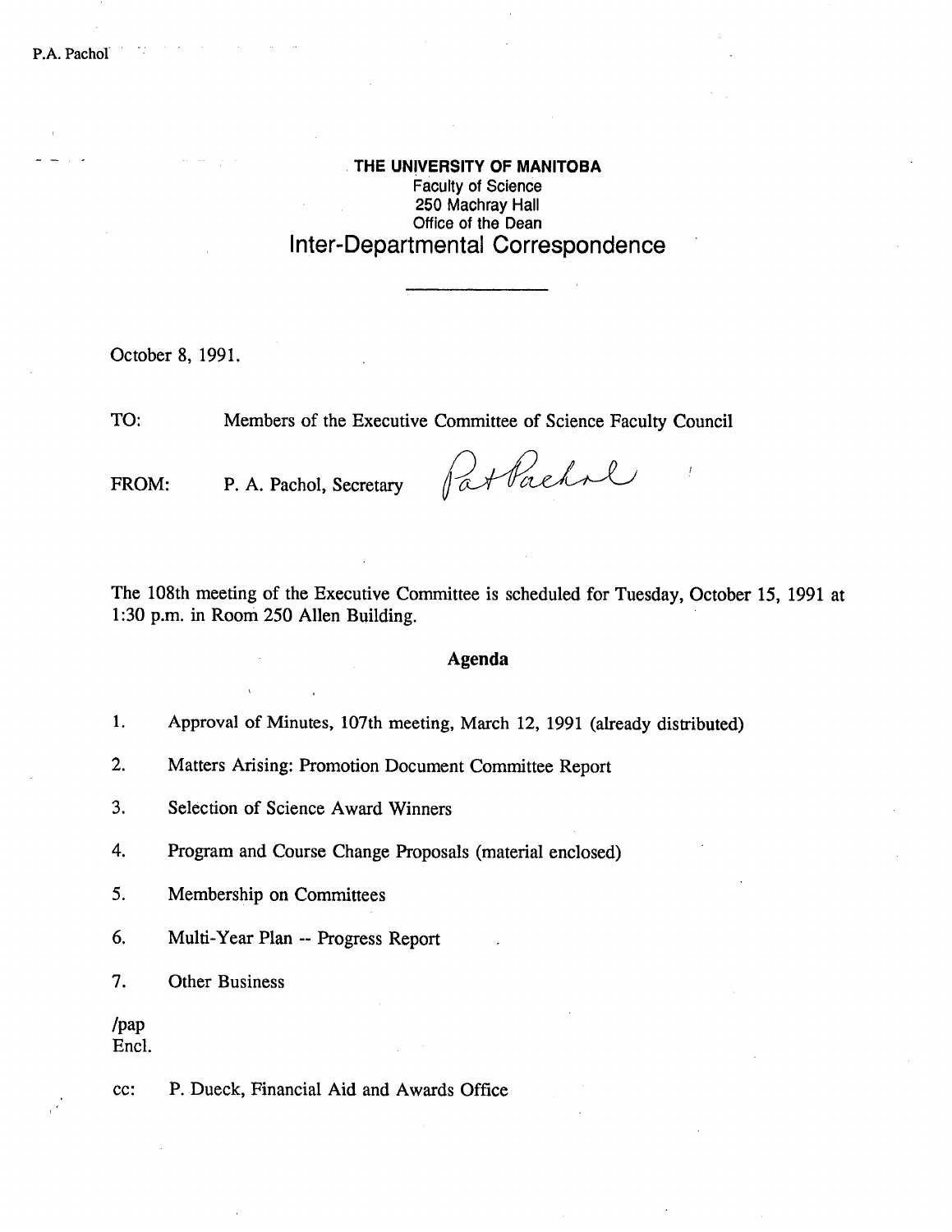P.A. Pachol

**THE UNIVERSITY OF MANITOBA**
Faculty of Science
250 Machray Hall
Office of the Dean

# Inter-Departmental Correspondence

October 8, 1991.

TO: Members of the Executive Committee of Science Faculty Council

FROM: P. A. Pachol, Secretary *Pat Pachol*

The 108th meeting of the Executive Committee is scheduled for Tuesday, October 15, 1991 at 1:30 p.m. in Room 250 Allen Building.

## Agenda

1. Approval of Minutes, 107th meeting, March 12, 1991 (already distributed)
2. Matters Arising: Promotion Document Committee Report
3. Selection of Science Award Winners
4. Program and Course Change Proposals (material enclosed)
5. Membership on Committees
6. Multi-Year Plan -- Progress Report
7. Other Business

/pap
Encl.

cc: P. Dueck, Financial Aid and Awards Office